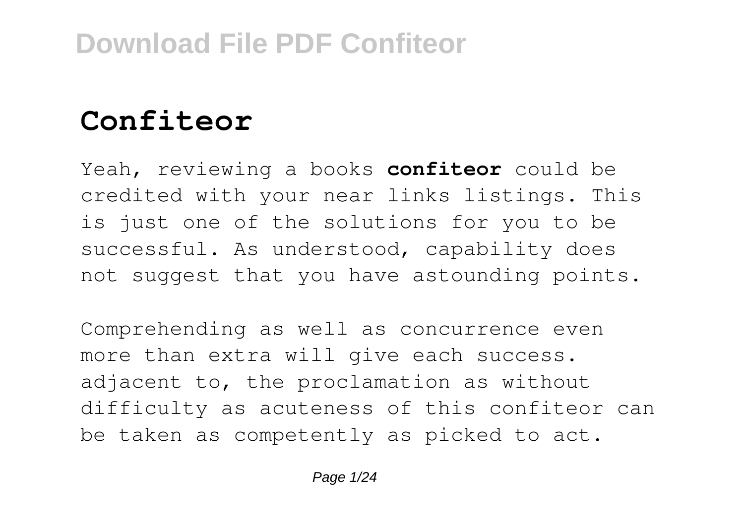# Confiteor

Yeah, reviewing a books **confiteor** could be credited with your near links listings. This is just one of the solutions for you to be successful. As understood, capability does not suggest that you have astounding points.

Comprehending as well as concurrence even more than extra will give each success. adjacent to, the proclamation as without difficulty as acuteness of this confiteor can be taken as competently as picked to act.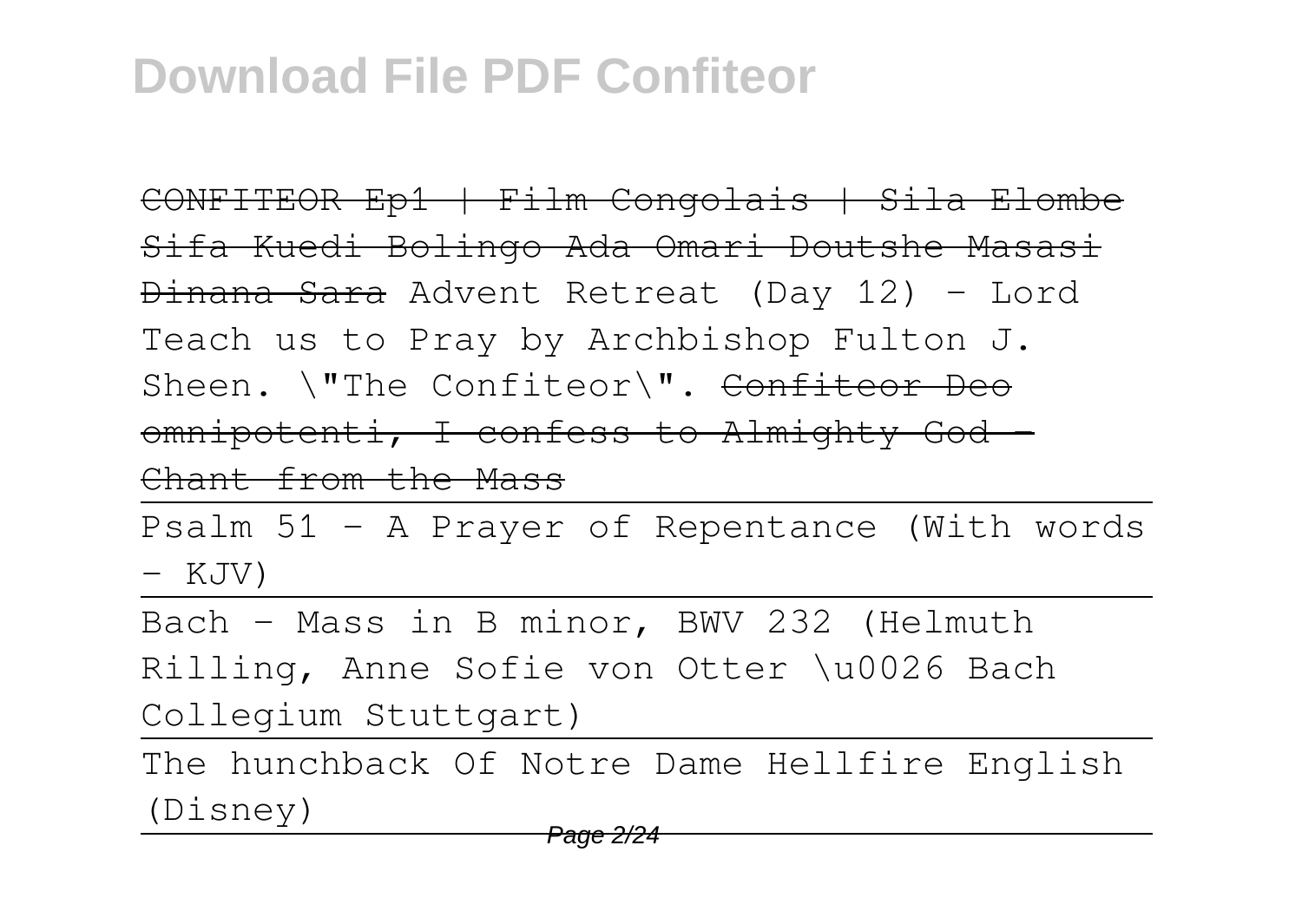# Download File PDF Confiteor

~~CONFITEOR Ep1 | Film Congolais | Sila Elombe Sifa Kuedi Bolingo Ada Omari Doutshe Masasi Dinana Sara~~ Advent Retreat (Day 12) - Lord Teach us to Pray by Archbishop Fulton J. Sheen. \"The Confiteor\". ~~Confiteor Deo omnipotenti, I confess to Almighty God - Chant from the Mass~~

---

Psalm 51 - A Prayer of Repentance (With words - KJV)

---

Bach - Mass in B minor, BWV 232 (Helmuth Rilling, Anne Sofie von Otter \u0026 Bach Collegium Stuttgart)

---

The hunchback Of Notre Dame Hellfire English (Disney)

---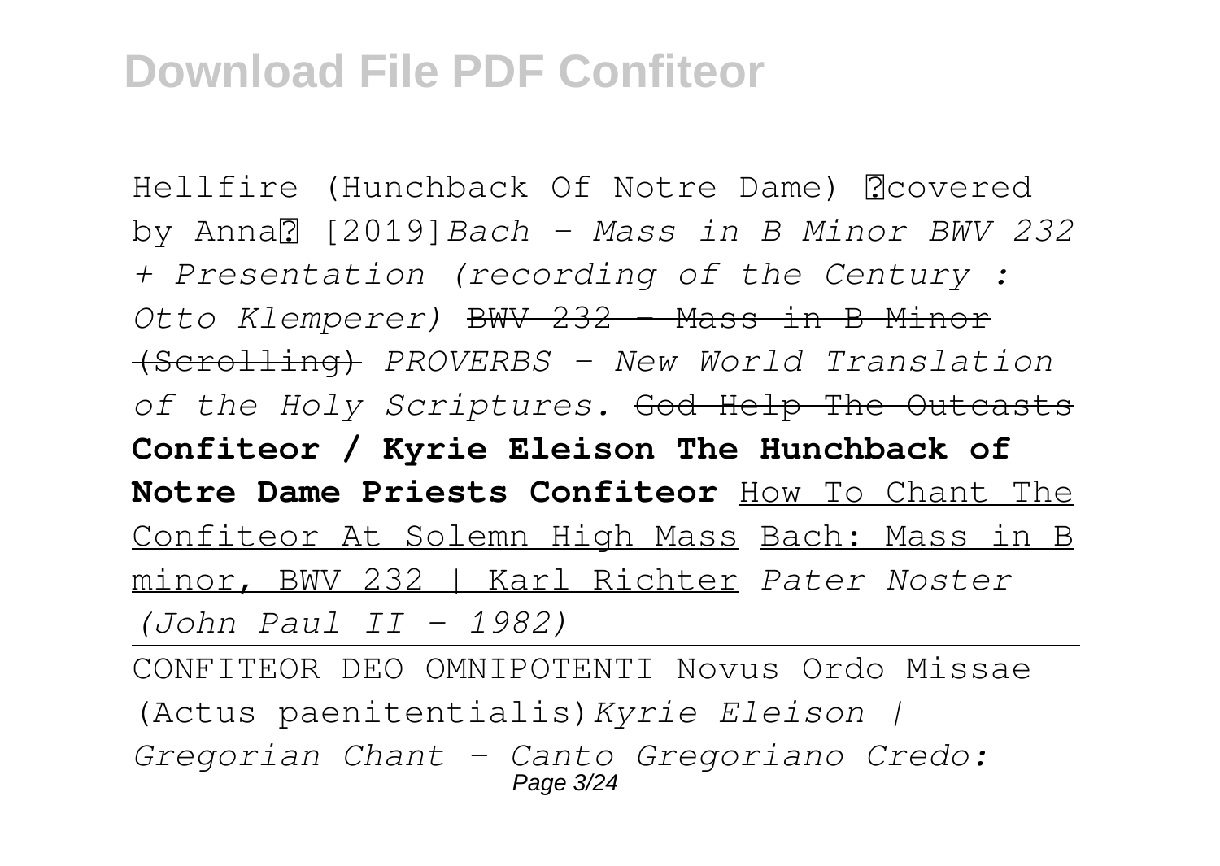Hellfire (Hunchback Of Notre Dame) covered by Anna [2019]*Bach - Mass in B Minor BWV 232 + Presentation (recording of the Century : Otto Klemperer)* ~~BWV 232 - Mass in B Minor (Scrolling)~~ *PROVERBS - New World Translation of the Holy Scriptures.* ~~God Help The Outcasts~~ **Confiteor / Kyrie Eleison The Hunchback of Notre Dame Priests Confiteor** How To Chant The Confiteor At Solemn High Mass Bach: Mass in B minor, BWV 232 | Karl Richter *Pater Noster (John Paul II - 1982)*

CONFITEOR DEO OMNIPOTENTI Novus Ordo Missae (Actus paenitentialis)*Kyrie Eleison | Gregorian Chant - Canto Gregoriano Credo:*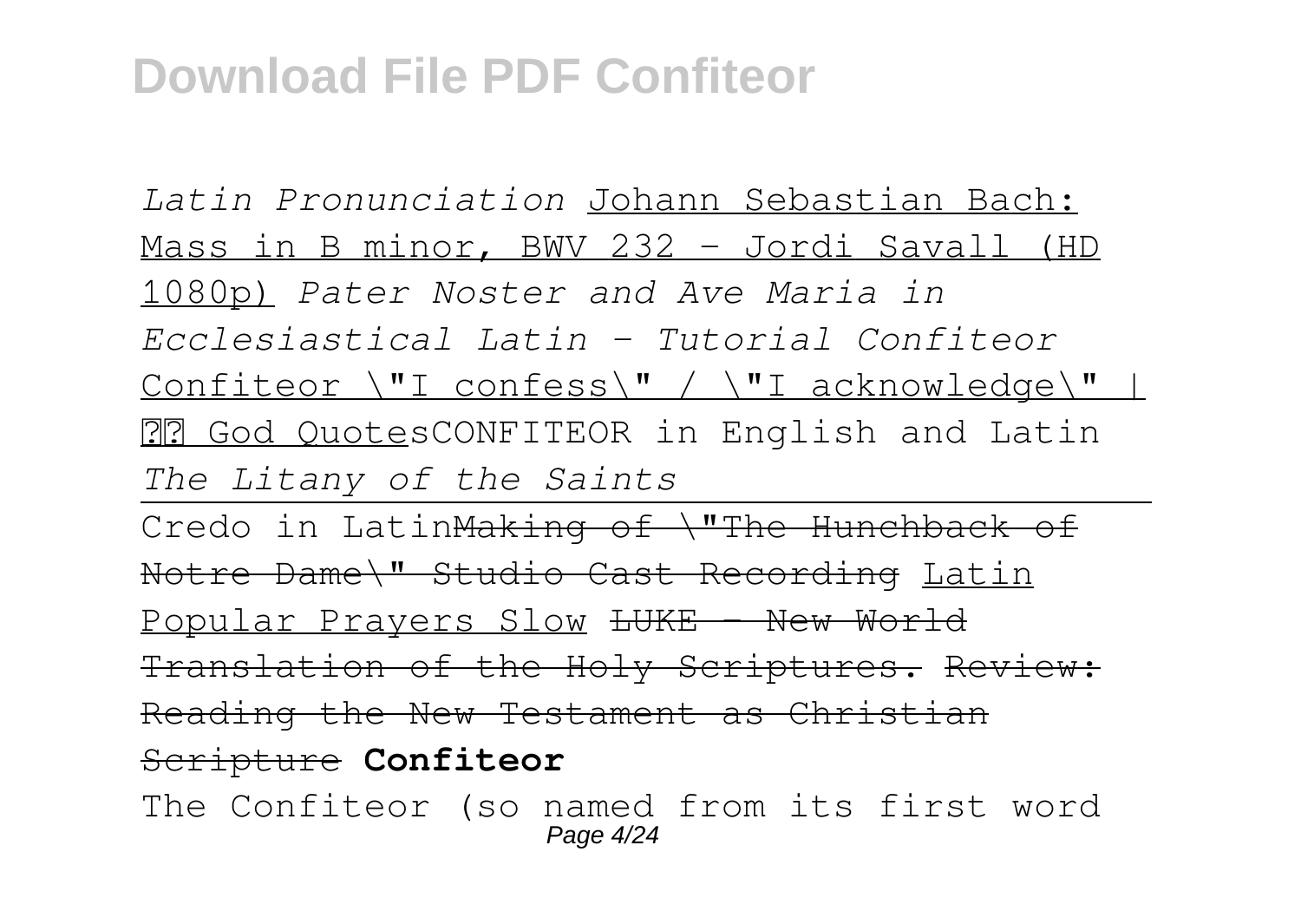*Latin Pronunciation* Johann Sebastian Bach: Mass in B minor, BWV 232 - Jordi Savall (HD 1080p) *Pater Noster and Ave Maria in Ecclesiastical Latin - Tutorial Confiteor* Confiteor \"I confess\" / \"I acknowledge\" | ?? God QuotesCONFITEOR in English and Latin *The Litany of the Saints*

Credo in Latin~~Making of \"The Hunchback of Notre Dame\" Studio Cast Recording~~ Latin Popular Prayers Slow ~~LUKE - New World Translation of the Holy Scriptures.~~ ~~Review: Reading the New Testament as Christian Scripture~~ **Confiteor**

The Confiteor (so named from its first word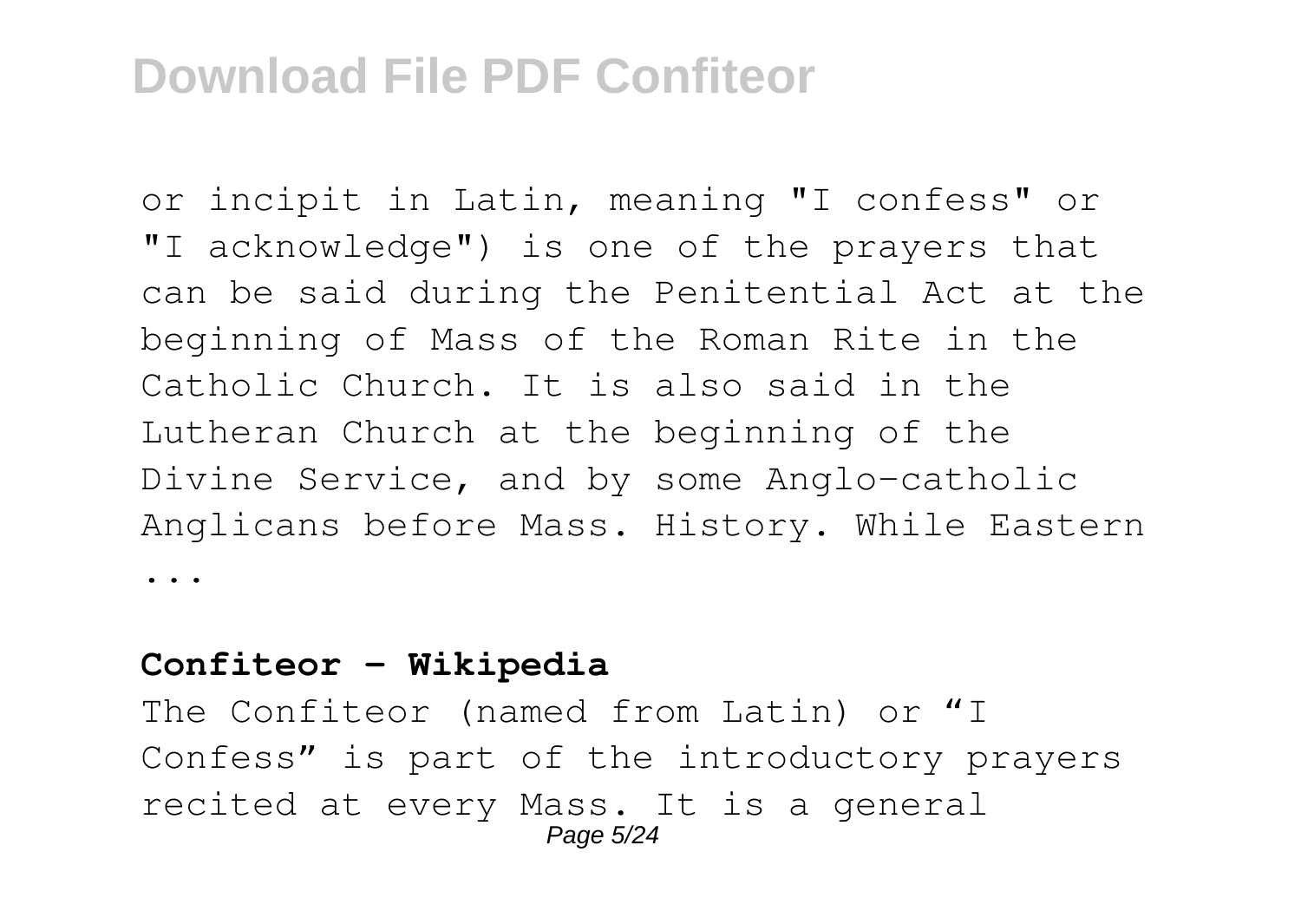or incipit in Latin, meaning "I confess" or "I acknowledge") is one of the prayers that can be said during the Penitential Act at the beginning of Mass of the Roman Rite in the Catholic Church. It is also said in the Lutheran Church at the beginning of the Divine Service, and by some Anglo-catholic Anglicans before Mass. History. While Eastern ...

**Confiteor - Wikipedia**

The Confiteor (named from Latin) or "I Confess" is part of the introductory prayers recited at every Mass. It is a general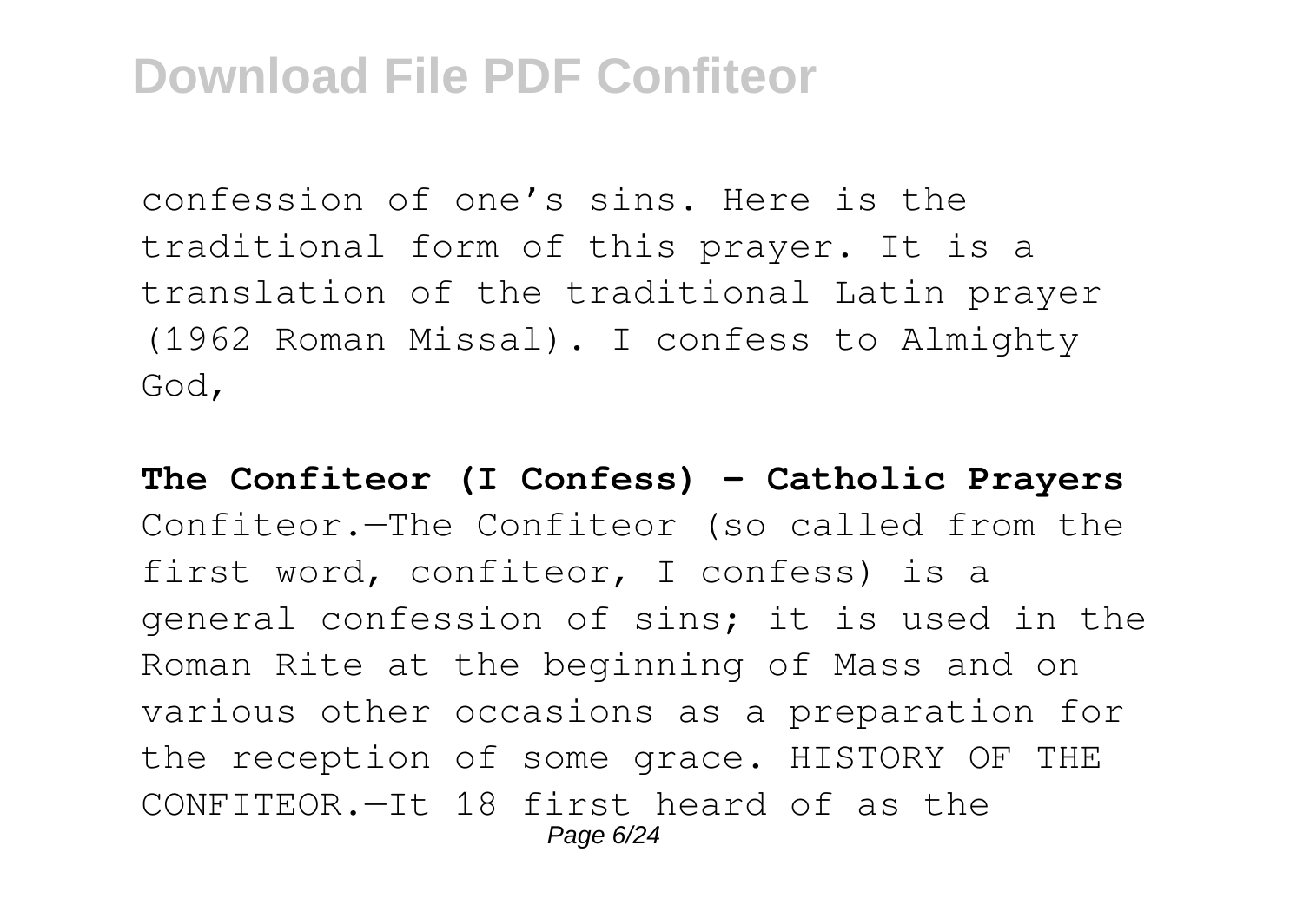confession of one's sins. Here is the traditional form of this prayer. It is a translation of the traditional Latin prayer (1962 Roman Missal). I confess to Almighty God,

**The Confiteor (I Confess) - Catholic Prayers**

Confiteor.—The Confiteor (so called from the first word, confiteor, I confess) is a general confession of sins; it is used in the Roman Rite at the beginning of Mass and on various other occasions as a preparation for the reception of some grace. HISTORY OF THE CONFITEOR.—It 18 first heard of as the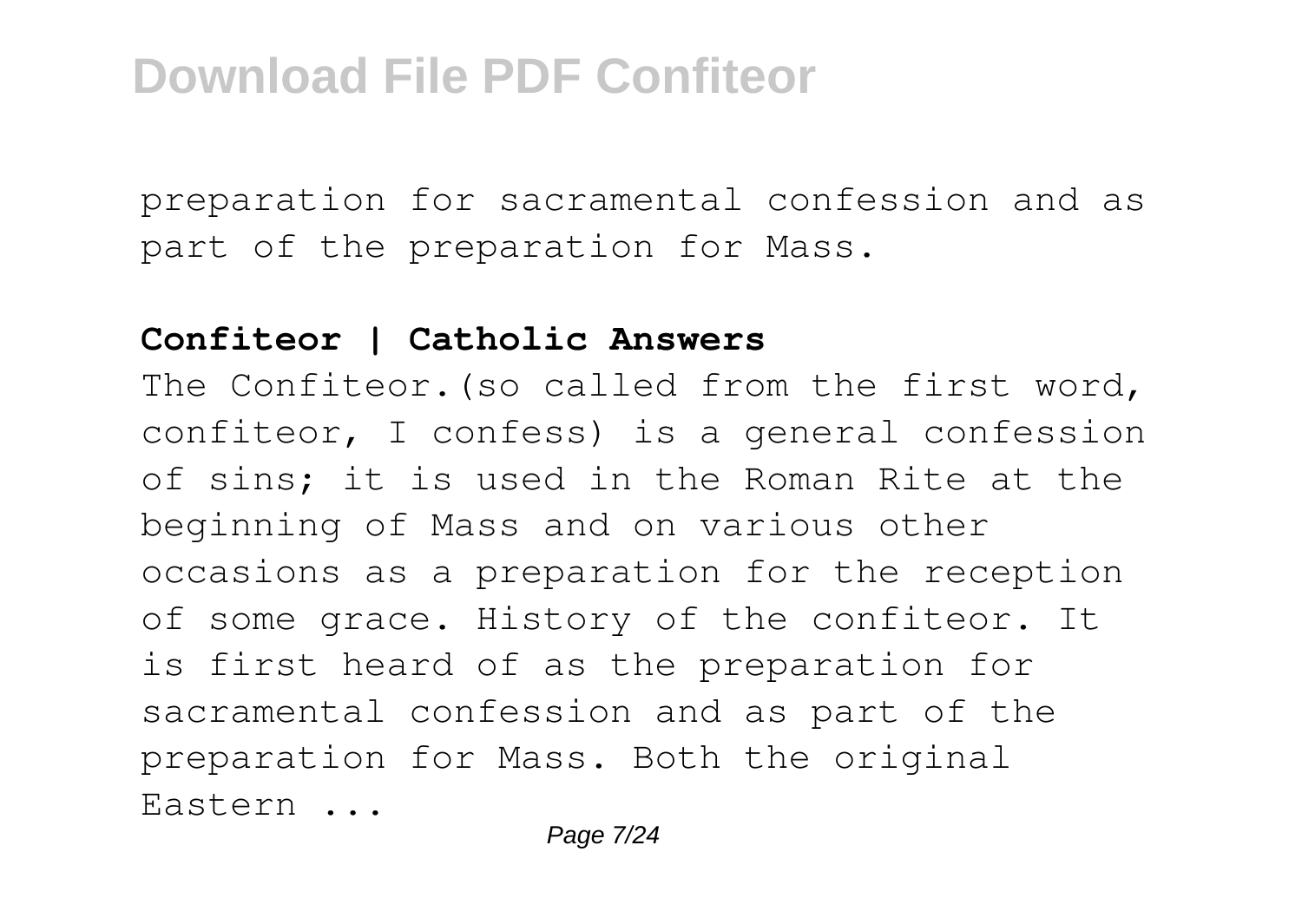preparation for sacramental confession and as part of the preparation for Mass.

**Confiteor | Catholic Answers**

The Confiteor.(so called from the first word, confiteor, I confess) is a general confession of sins; it is used in the Roman Rite at the beginning of Mass and on various other occasions as a preparation for the reception of some grace. History of the confiteor. It is first heard of as the preparation for sacramental confession and as part of the preparation for Mass. Both the original Eastern ...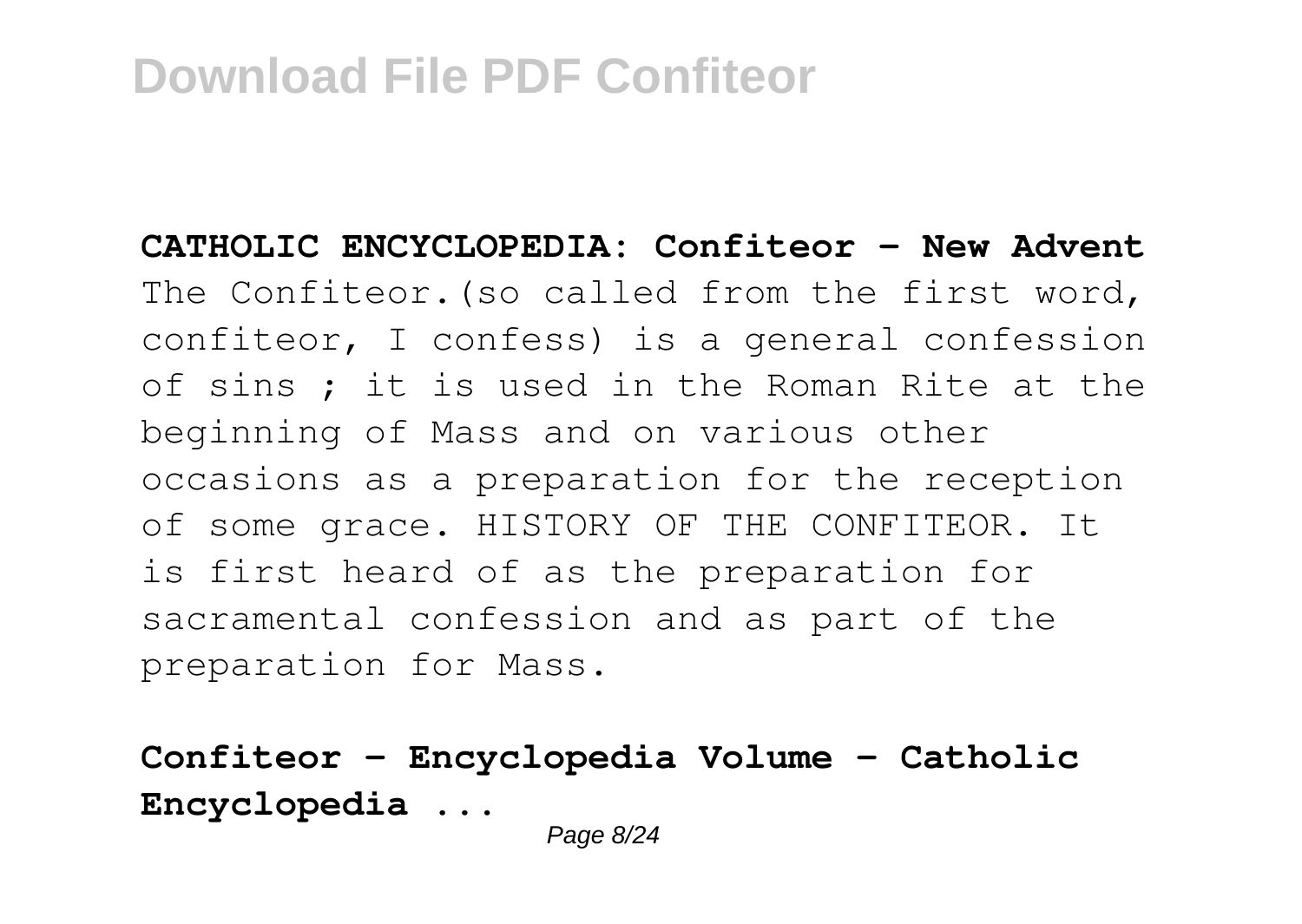**CATHOLIC ENCYCLOPEDIA: Confiteor - New Advent**

The Confiteor.(so called from the first word, confiteor, I confess) is a general confession of sins ; it is used in the Roman Rite at the beginning of Mass and on various other occasions as a preparation for the reception of some grace. HISTORY OF THE CONFITEOR. It is first heard of as the preparation for sacramental confession and as part of the preparation for Mass.

**Confiteor - Encyclopedia Volume - Catholic Encyclopedia ...**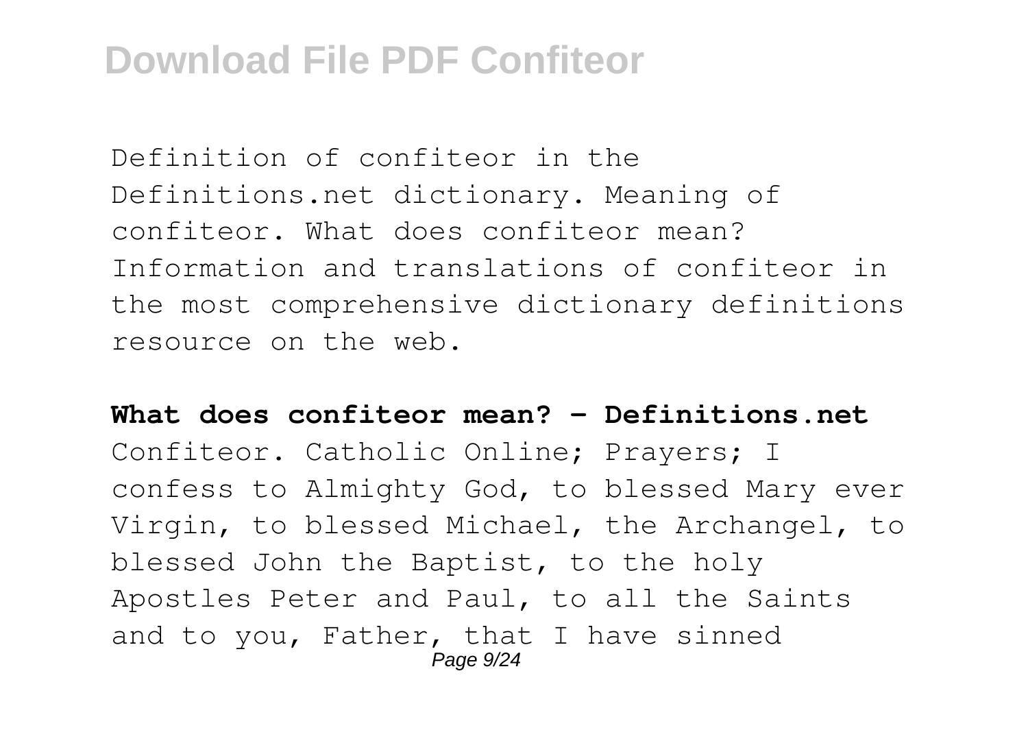Definition of confiteor in the Definitions.net dictionary. Meaning of confiteor. What does confiteor mean? Information and translations of confiteor in the most comprehensive dictionary definitions resource on the web.

**What does confiteor mean? - Definitions.net**

Confiteor. Catholic Online; Prayers; I confess to Almighty God, to blessed Mary ever Virgin, to blessed Michael, the Archangel, to blessed John the Baptist, to the holy Apostles Peter and Paul, to all the Saints and to you, Father, that I have sinned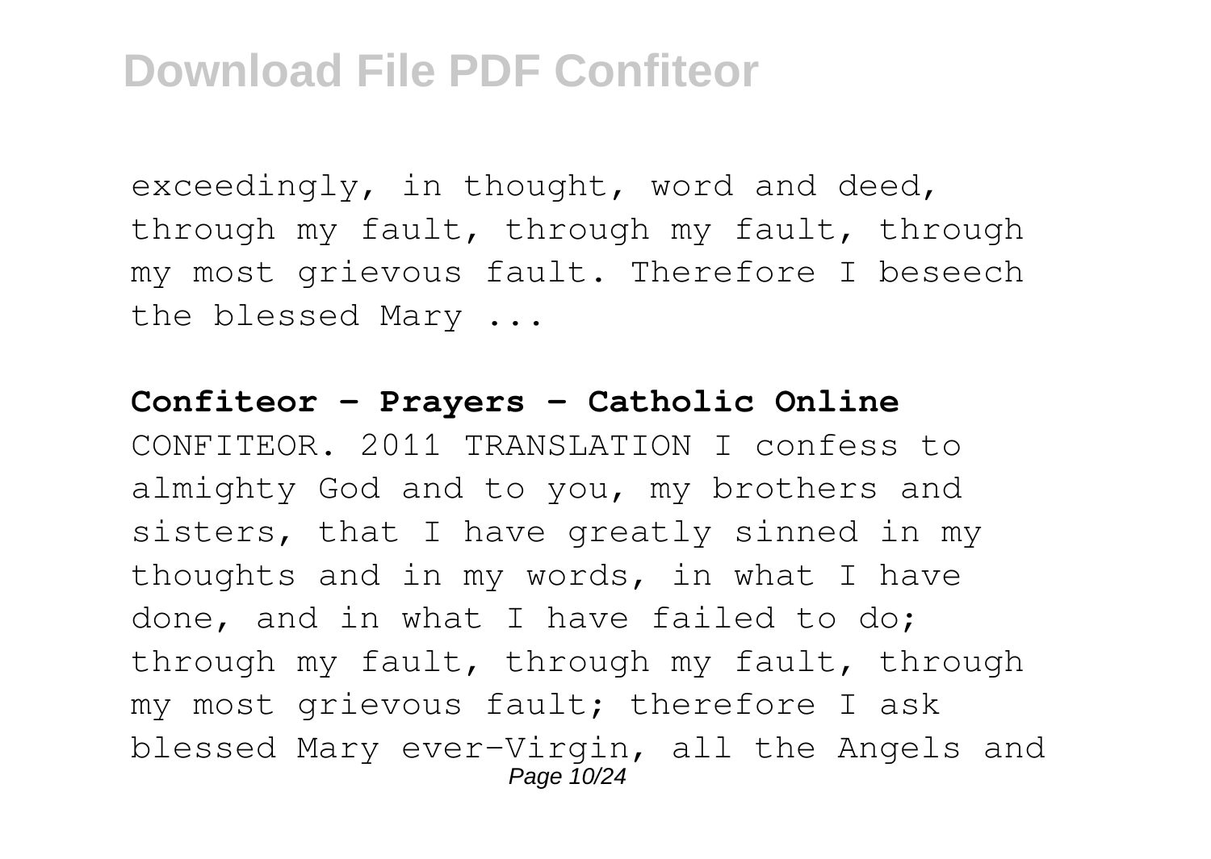exceedingly, in thought, word and deed, through my fault, through my fault, through my most grievous fault. Therefore I beseech the blessed Mary ...

**Confiteor - Prayers - Catholic Online**

CONFITEOR. 2011 TRANSLATION I confess to almighty God and to you, my brothers and sisters, that I have greatly sinned in my thoughts and in my words, in what I have done, and in what I have failed to do; through my fault, through my fault, through my most grievous fault; therefore I ask blessed Mary ever-Virgin, all the Angels and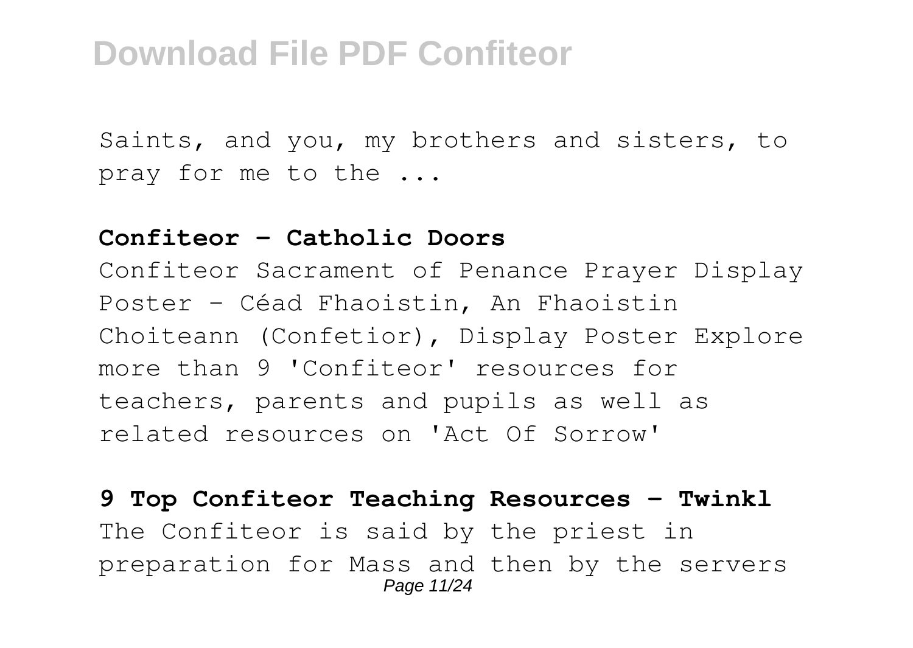Saints, and you, my brothers and sisters, to pray for me to the ...

**Confiteor - Catholic Doors**

Confiteor Sacrament of Penance Prayer Display Poster - Céad Fhaoistin, An Fhaoistin Choiteann (Confetior), Display Poster Explore more than 9 'Confiteor' resources for teachers, parents and pupils as well as related resources on 'Act Of Sorrow'

**9 Top Confiteor Teaching Resources - Twinkl**

The Confiteor is said by the priest in preparation for Mass and then by the servers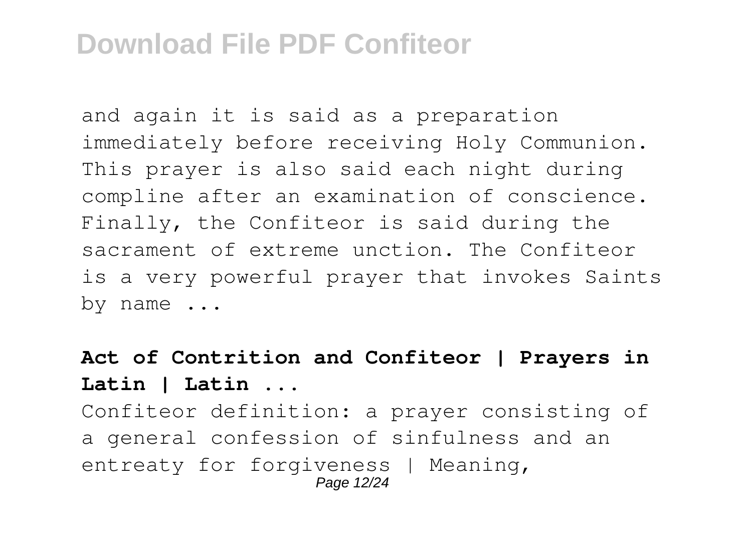and again it is said as a preparation immediately before receiving Holy Communion. This prayer is also said each night during compline after an examination of conscience. Finally, the Confiteor is said during the sacrament of extreme unction. The Confiteor is a very powerful prayer that invokes Saints by name ...

**Act of Contrition and Confiteor | Prayers in Latin | Latin ...**

Confiteor definition: a prayer consisting of a general confession of sinfulness and an entreaty for forgiveness | Meaning,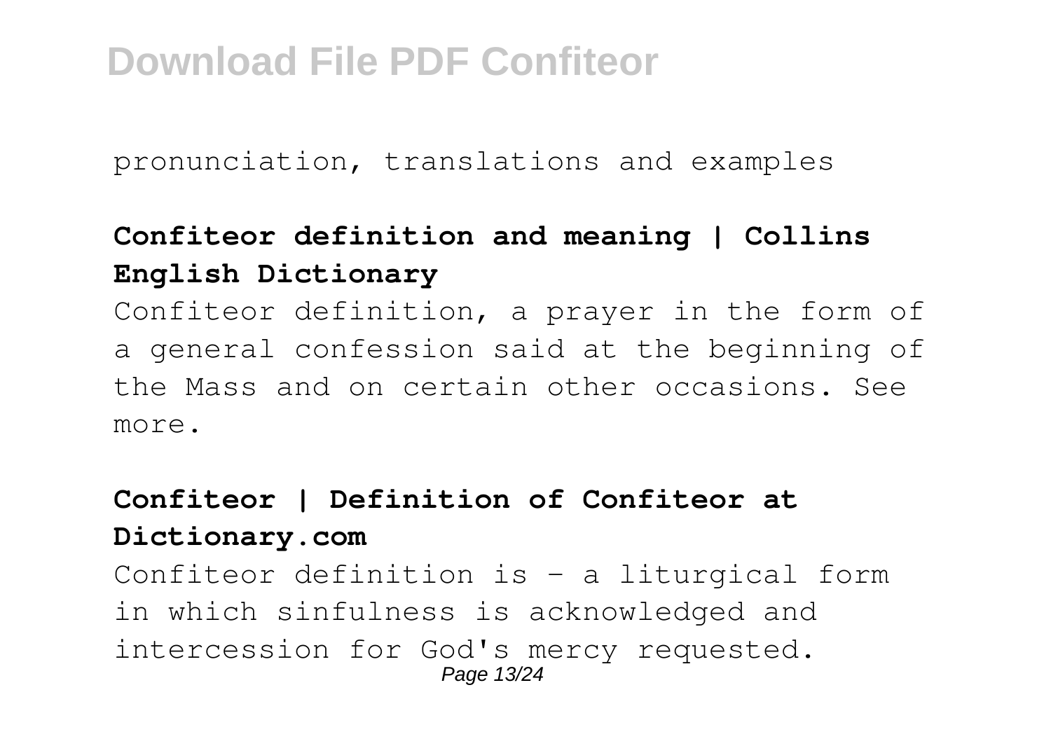pronunciation, translations and examples

**Confiteor definition and meaning | Collins English Dictionary**

Confiteor definition, a prayer in the form of a general confession said at the beginning of the Mass and on certain other occasions. See more.

**Confiteor | Definition of Confiteor at Dictionary.com**

Confiteor definition is - a liturgical form in which sinfulness is acknowledged and intercession for God's mercy requested.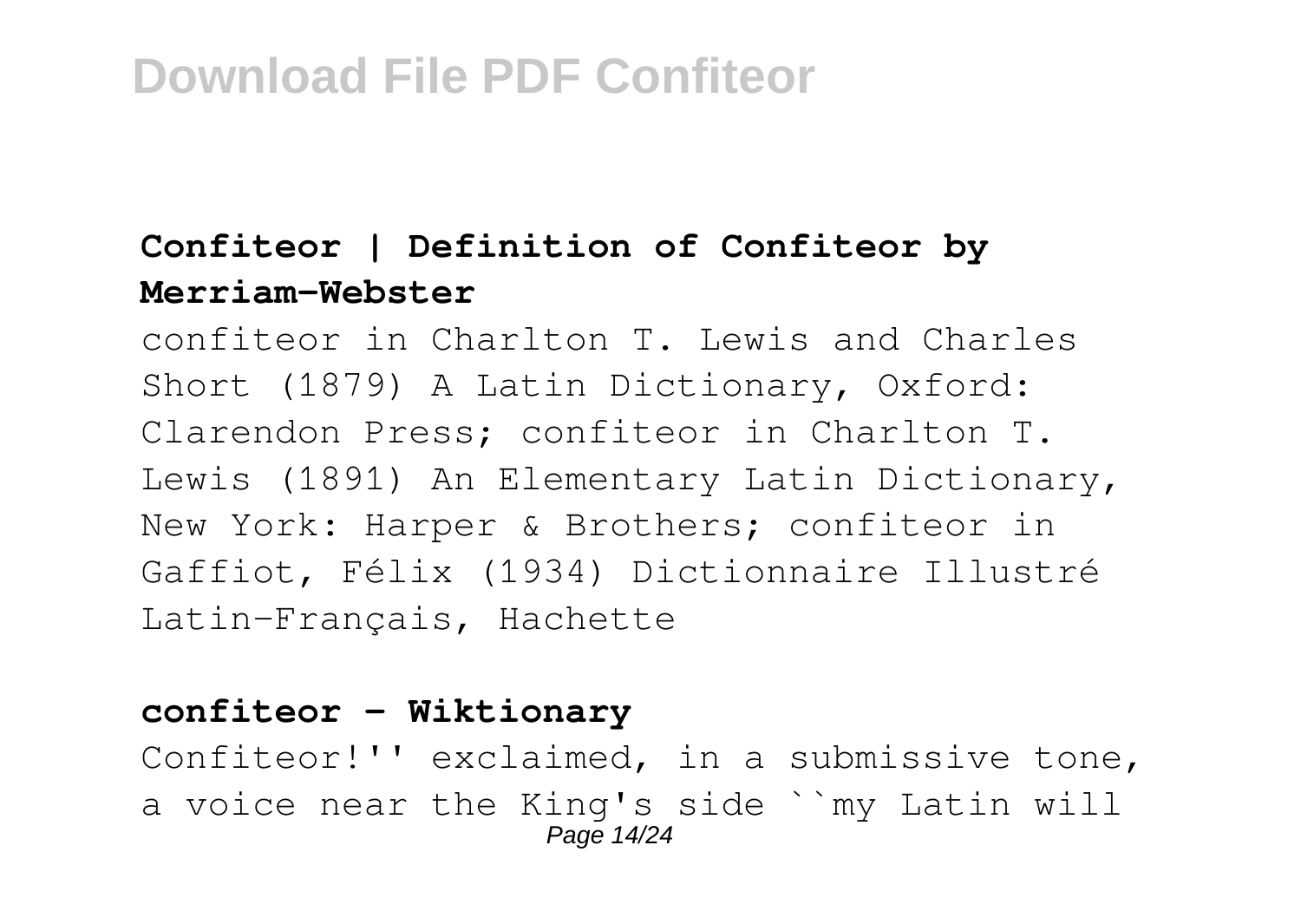### Confiteor | Definition of Confiteor by Merriam-Webster

confiteor in Charlton T. Lewis and Charles Short (1879) A Latin Dictionary, Oxford: Clarendon Press; confiteor in Charlton T. Lewis (1891) An Elementary Latin Dictionary, New York: Harper & Brothers; confiteor in Gaffiot, Félix (1934) Dictionnaire Illustré Latin-Français, Hachette

### confiteor - Wiktionary

Confiteor!'' exclaimed, in a submissive tone, a voice near the King's side ``my Latin will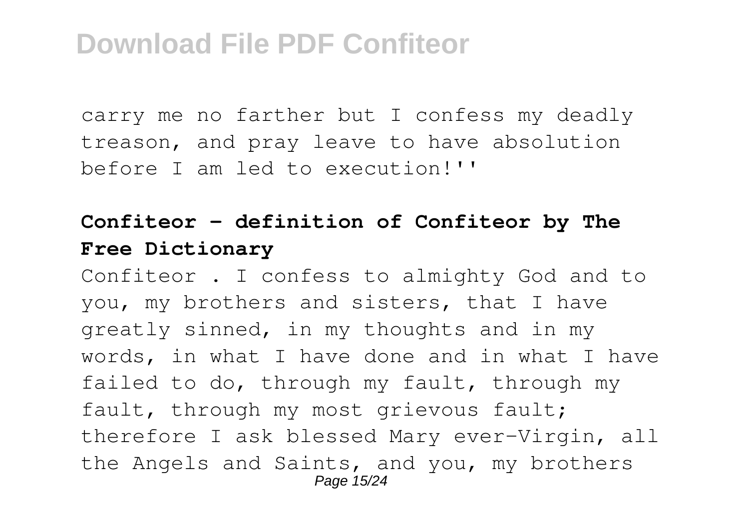carry me no farther but I confess my deadly treason, and pray leave to have absolution before I am led to execution!''

### **Confiteor - definition of Confiteor by The Free Dictionary**

Confiteor . I confess to almighty God and to you, my brothers and sisters, that I have greatly sinned, in my thoughts and in my words, in what I have done and in what I have failed to do, through my fault, through my fault, through my most grievous fault; therefore I ask blessed Mary ever-Virgin, all the Angels and Saints, and you, my brothers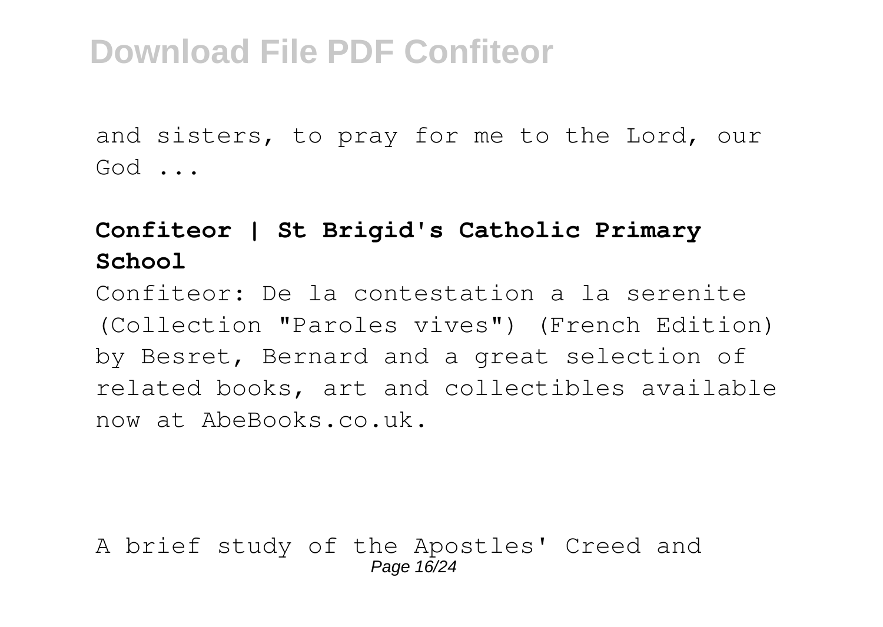and sisters, to pray for me to the Lord, our God ...

**Confiteor | St Brigid's Catholic Primary School**

Confiteor: De la contestation a la serenite (Collection "Paroles vives") (French Edition) by Besret, Bernard and a great selection of related books, art and collectibles available now at AbeBooks.co.uk.

A brief study of the Apostles' Creed and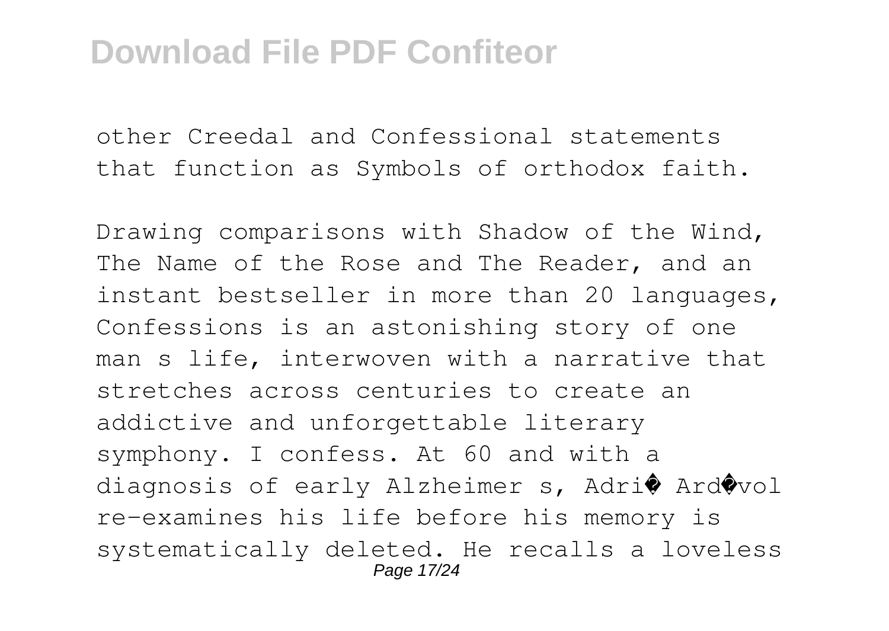other Creedal and Confessional statements that function as Symbols of orthodox faith.

Drawing comparisons with Shadow of the Wind, The Name of the Rose and The Reader, and an instant bestseller in more than 20 languages, Confessions is an astonishing story of one man s life, interwoven with a narrative that stretches across centuries to create an addictive and unforgettable literary symphony. I confess. At 60 and with a diagnosis of early Alzheimer s, Adri� Ard�vol re-examines his life before his memory is systematically deleted. He recalls a loveless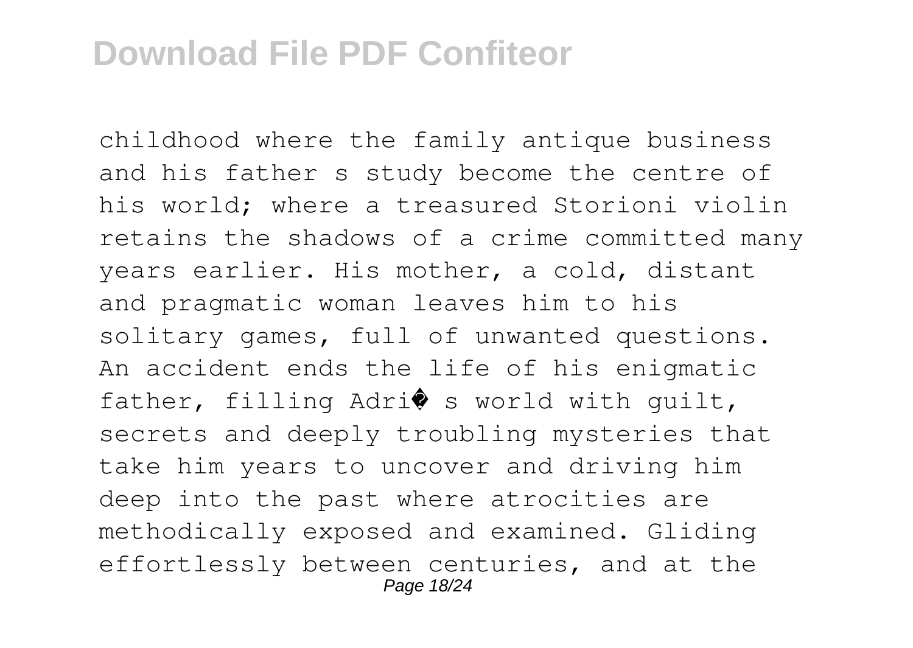childhood where the family antique business and his father s study become the centre of his world; where a treasured Storioni violin retains the shadows of a crime committed many years earlier. His mother, a cold, distant and pragmatic woman leaves him to his solitary games, full of unwanted questions. An accident ends the life of his enigmatic father, filling Adri� s world with guilt, secrets and deeply troubling mysteries that take him years to uncover and driving him deep into the past where atrocities are methodically exposed and examined. Gliding effortlessly between centuries, and at the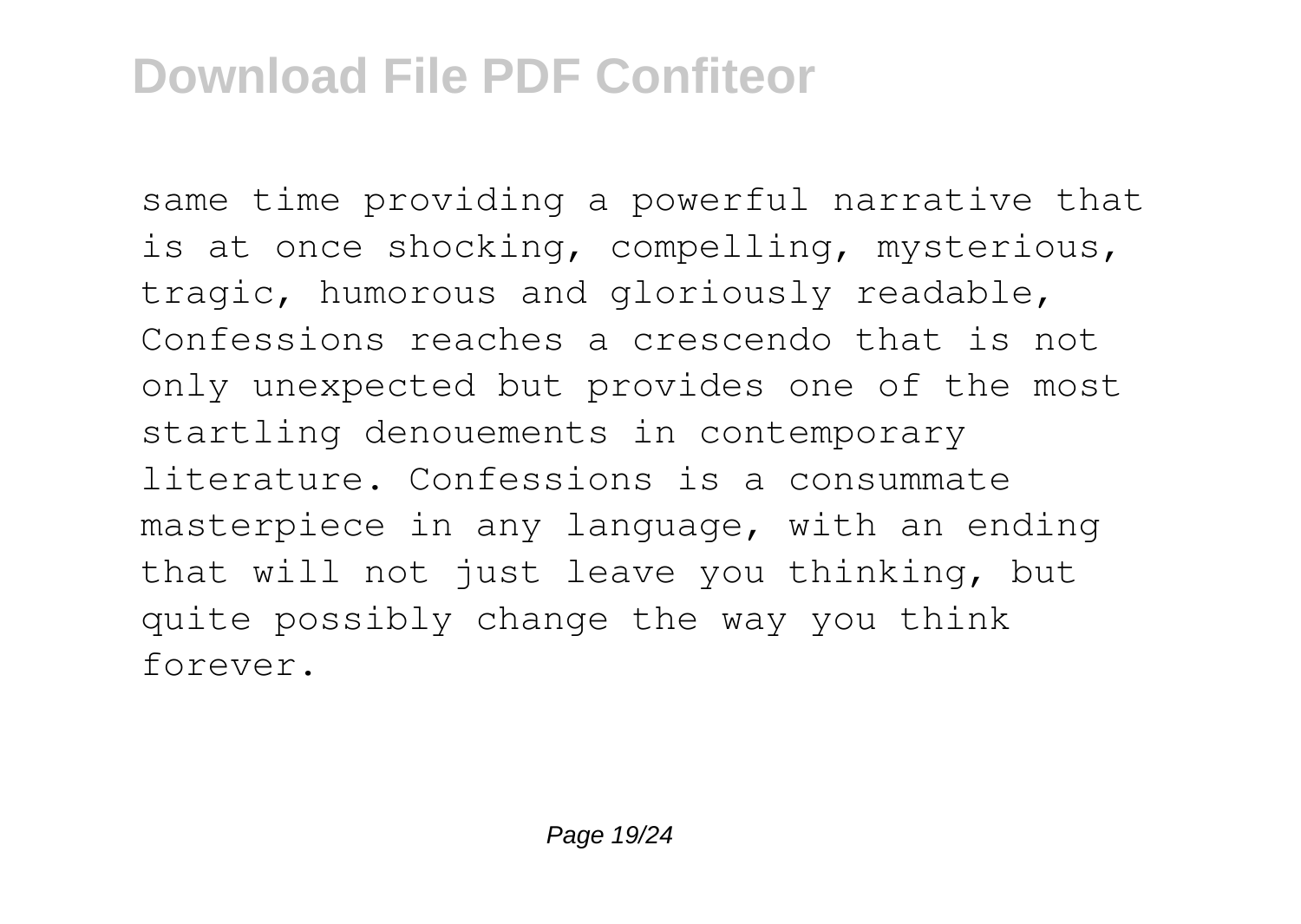same time providing a powerful narrative that is at once shocking, compelling, mysterious, tragic, humorous and gloriously readable, Confessions reaches a crescendo that is not only unexpected but provides one of the most startling denouements in contemporary literature. Confessions is a consummate masterpiece in any language, with an ending that will not just leave you thinking, but quite possibly change the way you think forever.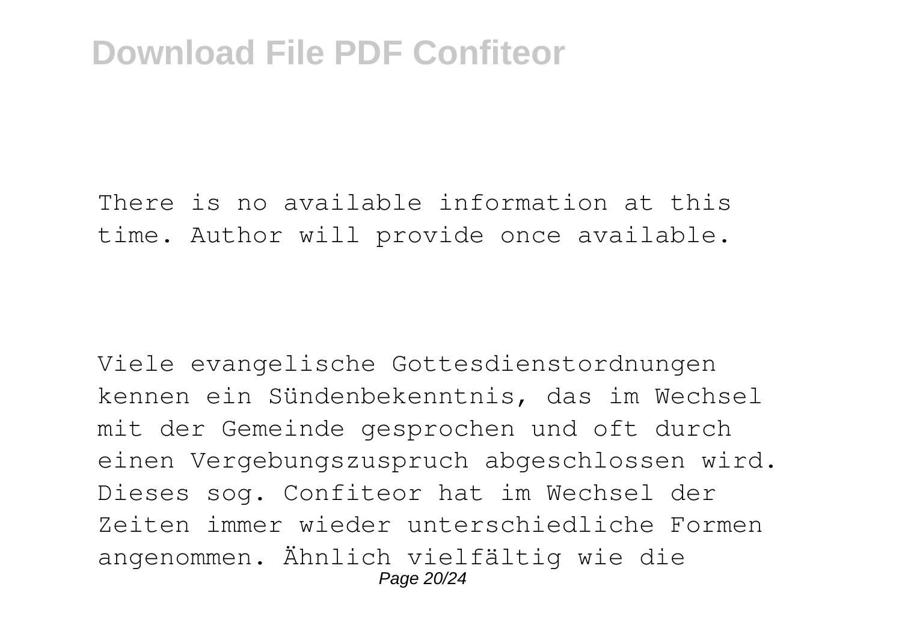There is no available information at this time. Author will provide once available.

Viele evangelische Gottesdienstordnungen kennen ein Sündenbekenntnis, das im Wechsel mit der Gemeinde gesprochen und oft durch einen Vergebungszuspruch abgeschlossen wird. Dieses sog. Confiteor hat im Wechsel der Zeiten immer wieder unterschiedliche Formen angenommen. Ähnlich vielfältig wie die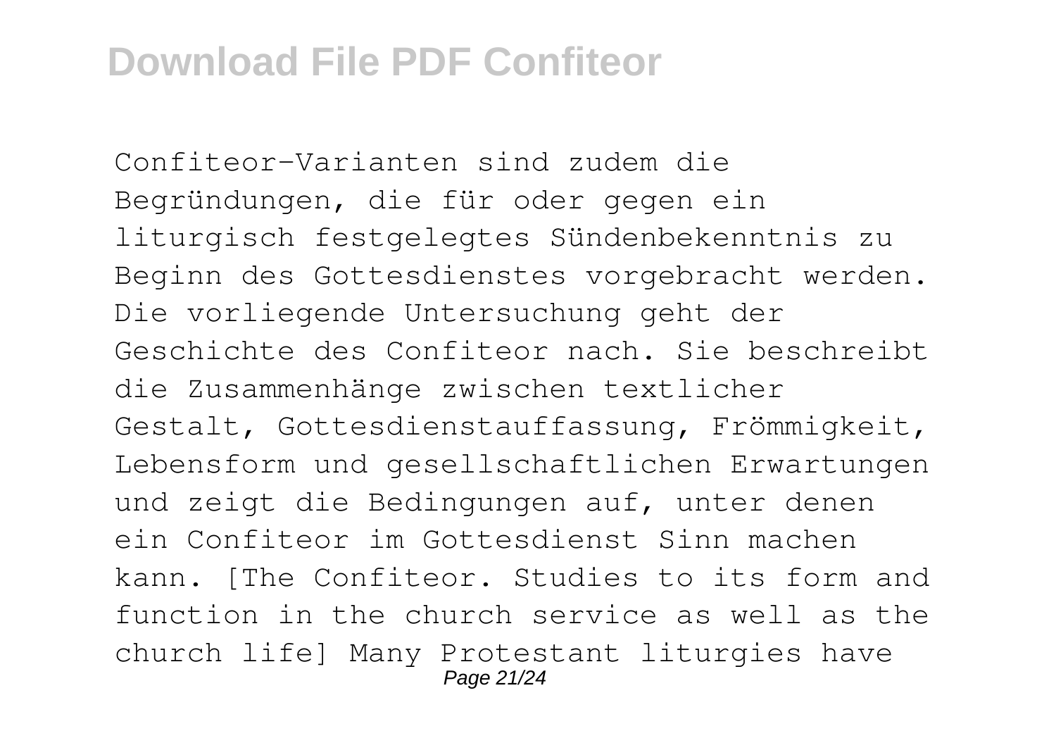Confiteor-Varianten sind zudem die Begründungen, die für oder gegen ein liturgisch festgelegtes Sündenbekenntnis zu Beginn des Gottesdienstes vorgebracht werden. Die vorliegende Untersuchung geht der Geschichte des Confiteor nach. Sie beschreibt die Zusammenhänge zwischen textlicher Gestalt, Gottesdienstauffassung, Frömmigkeit, Lebensform und gesellschaftlichen Erwartungen und zeigt die Bedingungen auf, unter denen ein Confiteor im Gottesdienst Sinn machen kann. [The Confiteor. Studies to its form and function in the church service as well as the church life] Many Protestant liturgies have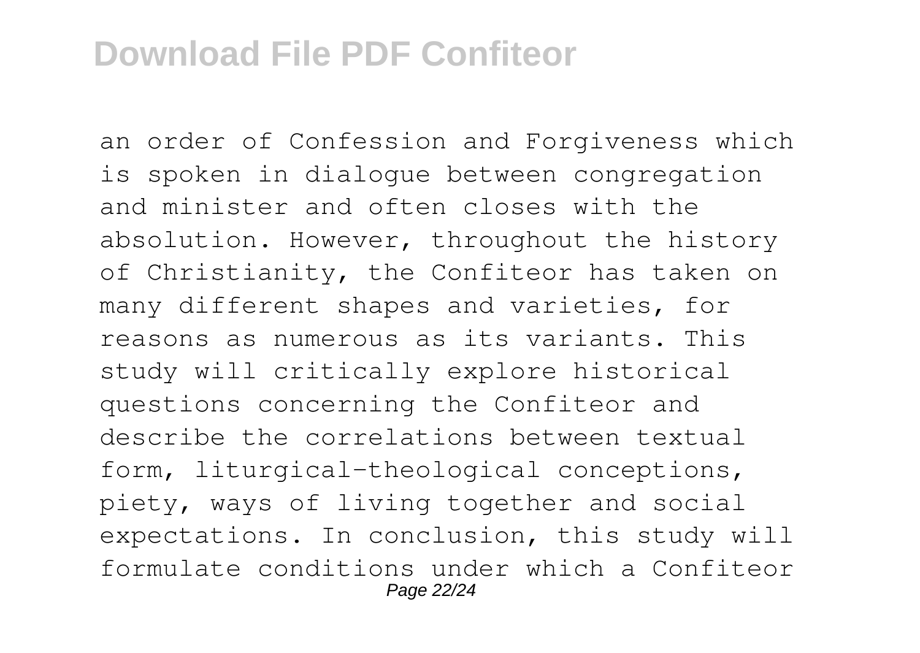an order of Confession and Forgiveness which is spoken in dialogue between congregation and minister and often closes with the absolution. However, throughout the history of Christianity, the Confiteor has taken on many different shapes and varieties, for reasons as numerous as its variants. This study will critically explore historical questions concerning the Confiteor and describe the correlations between textual form, liturgical-theological conceptions, piety, ways of living together and social expectations. In conclusion, this study will formulate conditions under which a Confiteor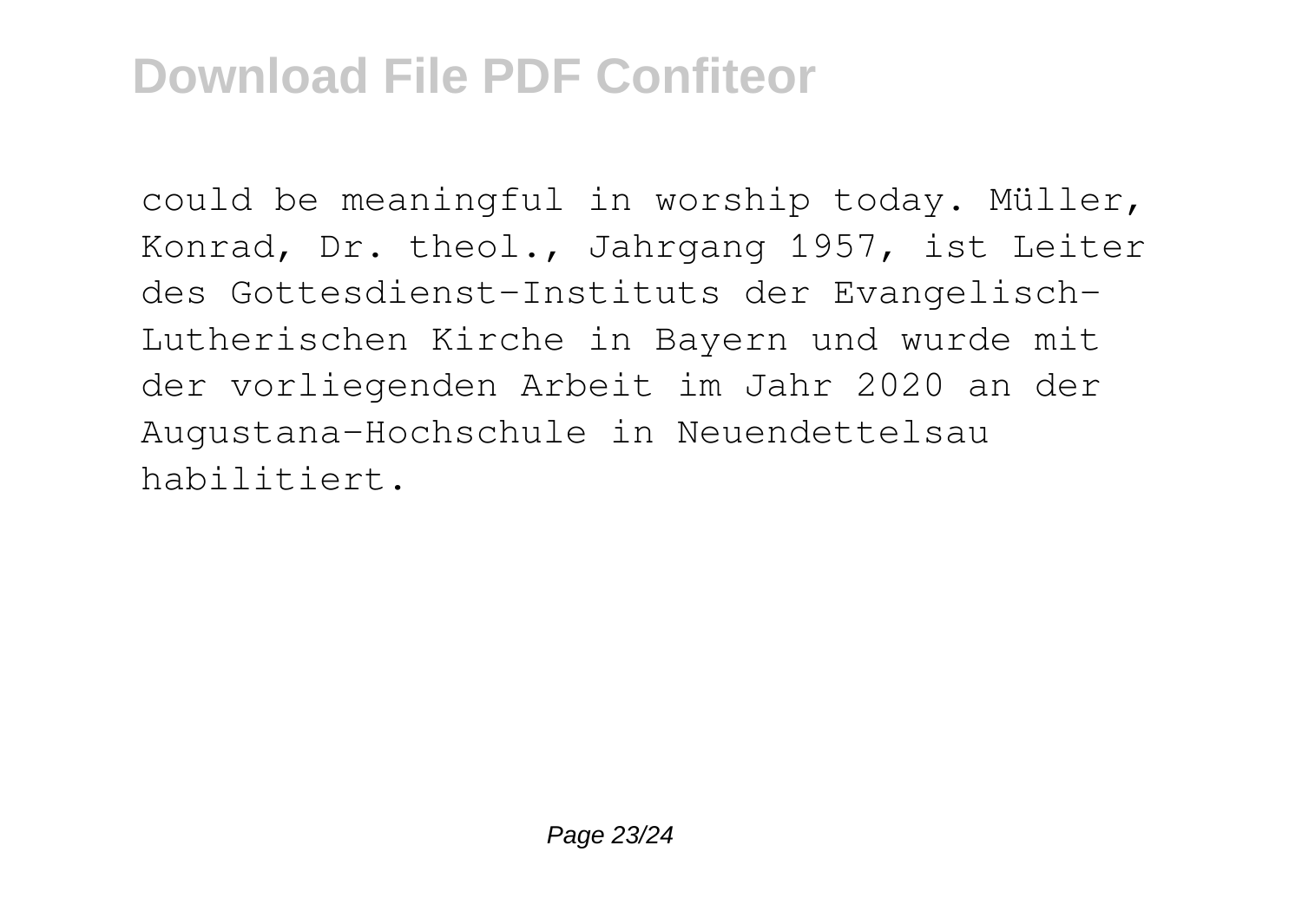could be meaningful in worship today. Müller, Konrad, Dr. theol., Jahrgang 1957, ist Leiter des Gottesdienst-Instituts der Evangelisch-Lutherischen Kirche in Bayern und wurde mit der vorliegenden Arbeit im Jahr 2020 an der Augustana-Hochschule in Neuendettelsau habilitiert.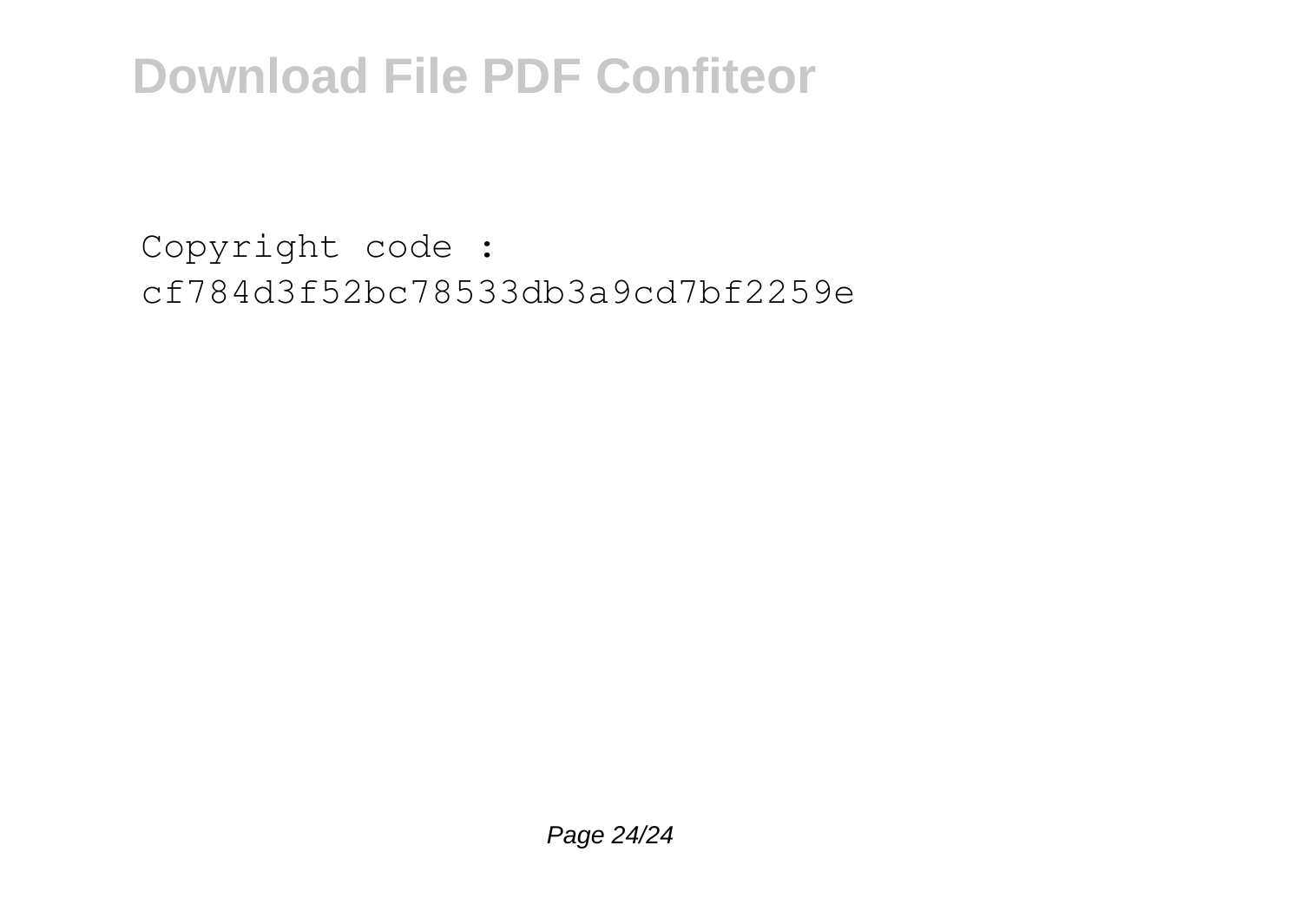Copyright code : cf784d3f52bc78533db3a9cd7bf2259e